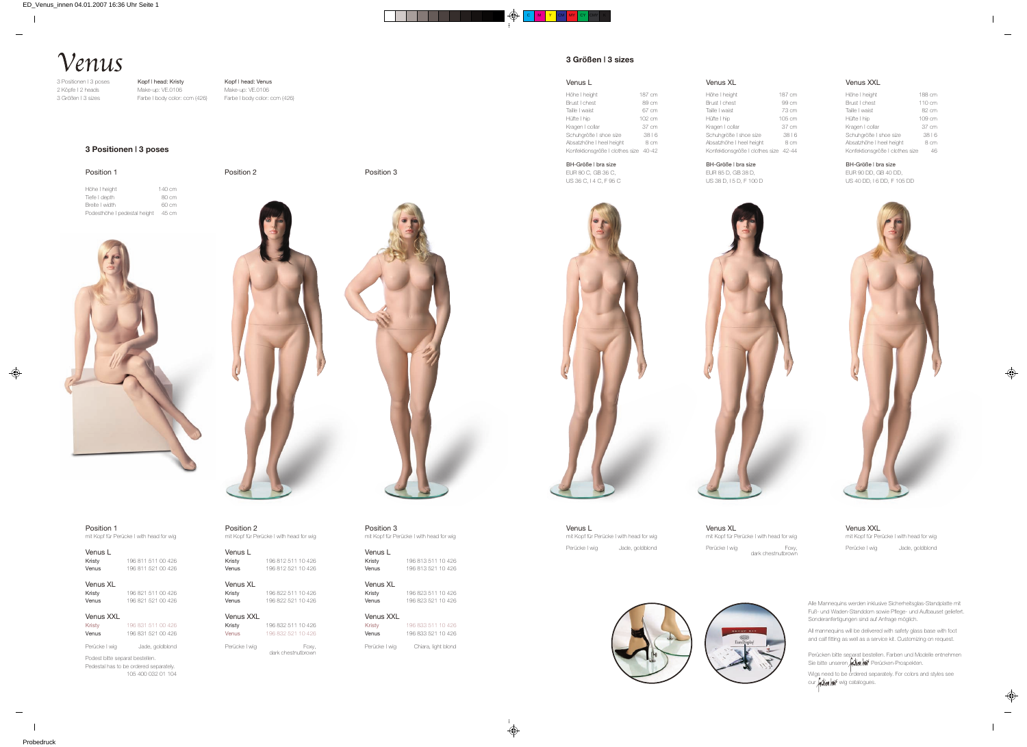# Venus

3 Positionen | 3 poses
2 Köpfe | 2 heads
3 Größen | 3 sizes

**Kopf | head: Kristy**
Make-up: VE.0106
Farbe | body color: ccm (426)

**Kopf | head: Venus**
Make-up: VE.0106
Farbe | body color: ccm (426)

## 3 Positionen | 3 poses

Position 1

| | |
|---|---|
| Höhe \| height | 140 cm |
| Tiefe \| depth | 80 cm |
| Breite \| width | 60 cm |
| Podesthöhe \| pedestal height | 45 cm |

Position 2

Position 3

### Position 1
mit Kopf für Perücke | with head for wig

**Venus L**

| | |
|---|---|
| Kristy | 196 811 511 00 426 |
| Venus | 196 811 521 00 426 |

**Venus XL**

| | |
|---|---|
| Kristy | 196 821 511 00 426 |
| Venus | 196 821 521 00 426 |

**Venus XXL**

| | |
|---|---|
| Kristy | 196 831 511 00 426 |
| Venus | 196 831 521 00 426 |

Perücke | wig — Jade, goldblond

Podest bitte separat bestellen.
Pedestal has to be ordered separately.
105 400 032 01 104

### Position 2
mit Kopf für Perücke | with head for wig

**Venus L**

| | |
|---|---|
| Kristy | 196 812 511 10 426 |
| Venus | 196 812 521 10 426 |

**Venus XL**

| | |
|---|---|
| Kristy | 196 822 511 10 426 |
| Venus | 196 822 521 10 426 |

**Venus XXL**

| | |
|---|---|
| Kristy | 196 832 511 10 426 |
| Venus | 196 832 521 10 426 |

Perücke | wig — Foxy, dark chestnutbrown

### Position 3
mit Kopf für Perücke | with head for wig

**Venus L**

| | |
|---|---|
| Kristy | 196 813 511 10 426 |
| Venus | 196 813 521 10 426 |

**Venus XL**

| | |
|---|---|
| Kristy | 196 823 511 10 426 |
| Venus | 196 823 521 10 426 |

**Venus XXL**

| | |
|---|---|
| Kristy | 196 833 511 10 426 |
| Venus | 196 833 521 10 426 |

Perücke | wig — Chiara, light blond

## 3 Größen | 3 sizes

| | Venus L | Venus XL | Venus XXL |
|---|---|---|---|
| Höhe \| height | 187 cm | 187 cm | 188 cm |
| Brust \| chest | 89 cm | 99 cm | 110 cm |
| Taille \| waist | 67 cm | 73 cm | 82 cm |
| Hüfte \| hip | 102 cm | 105 cm | 109 cm |
| Kragen \| collar | 37 cm | 37 cm | 37 cm |
| Schuhgröße \| shoe size | 38 \| 6 | 38 \| 6 | 38 \| 6 |
| Absatzhöhe \| heel height | 8 cm | 8 cm | 8 cm |
| Konfektionsgröße \| clothes size | 40-42 | 42-44 | 46 |

**BH-Größe | bra size**

Venus L: EUR 80 C, GB 36 C, US 36 C, I 4 C, F 95 C

Venus XL: EUR 85 D, GB 38 D, US 38 D, I 5 D, F 100 D

Venus XXL: EUR 90 DD, GB 40 DD, US 40 DD, I 6 DD, F 105 DD

**Venus L**
mit Kopf für Perücke | with head for wig
Perücke | wig — Jade, goldblond

**Venus XL**
mit Kopf für Perücke | with head for wig
Perücke | wig — Foxy, dark chestnutbrown

**Venus XXL**
mit Kopf für Perücke | with head for wig
Perücke | wig — Jade, goldblond

Alle Mannequins werden inklusive Sicherheitsglas-Standplatte mit Fuß- und Waden-Standdorn sowie Pflege- und Aufbauset geliefert. Sonderanfertigungen sind auf Anfrage möglich.

All mannequins will be delivered with safety glass base with foot and calf fitting as well as a service kit. Customizing on request.

Perücken bitte separat bestellen. Farben und Modelle entnehmen Sie bitte unseren Fashion Hair Perücken-Prospekten.

Wigs need to be ordered separately. For colors and styles see our Fashion Hair wig catalogues.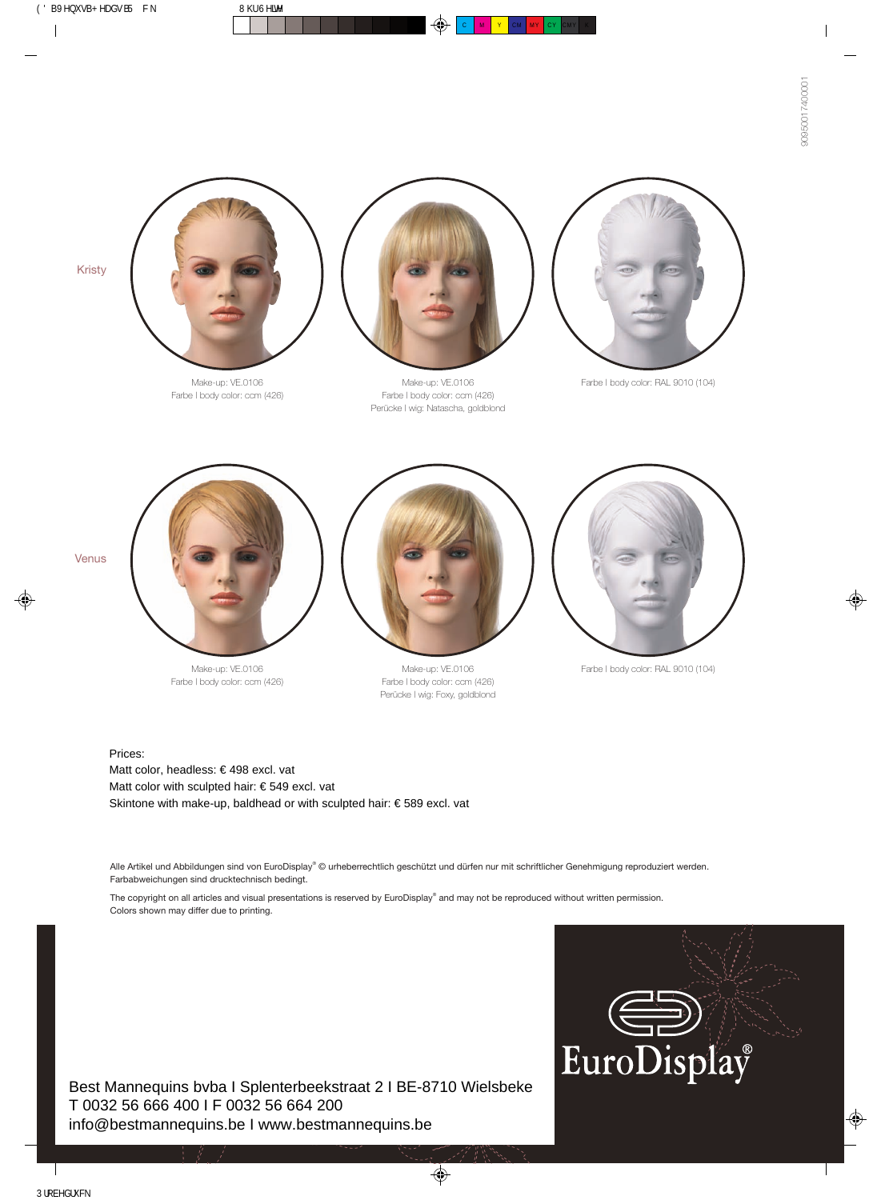Kristy

Make-up: VE.0106
Farbe I body color: ccm (426)

Make-up: VE.0106
Farbe I body color: ccm (426)
Perücke I wig: Natascha, goldblond

Farbe I body color: RAL 9010 (104)

Venus

Make-up: VE.0106
Farbe I body color: ccm (426)

Make-up: VE.0106
Farbe I body color: ccm (426)
Perücke I wig: Foxy, goldblond

Farbe I body color: RAL 9010 (104)

Prices:
Matt color, headless: € 498 excl. vat
Matt color with sculpted hair: € 549 excl. vat
Skintone with make-up, baldhead or with sculpted hair: € 589 excl. vat

Alle Artikel und Abbildungen sind von EuroDisplay® © urheberrechtlich geschützt und dürfen nur mit schriftlicher Genehmigung reproduziert werden. Farbabweichungen sind drucktechnisch bedingt.

The copyright on all articles and visual presentations is reserved by EuroDisplay® and may not be reproduced without written permission. Colors shown may differ due to printing.

EuroDisplay®

Best Mannequins bvba I Splenterbeekstraat 2 I BE-8710 Wielsbeke
T 0032 56 666 400 I F 0032 56 664 200
info@bestmannequins.be I www.bestmannequins.be